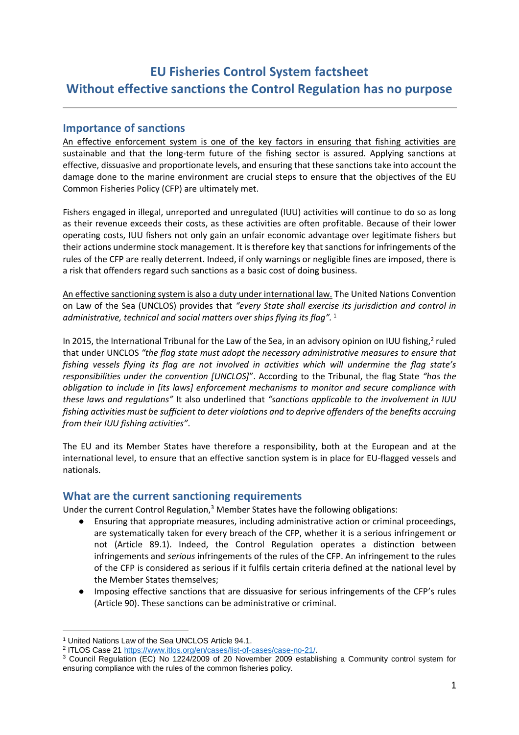# EU Fisheries Control System factsheet
# Without effective sanctions the Control Regulation has no purpose

## Importance of sanctions

An effective enforcement system is one of the key factors in ensuring that fishing activities are sustainable and that the long-term future of the fishing sector is assured. Applying sanctions at effective, dissuasive and proportionate levels, and ensuring that these sanctions take into account the damage done to the marine environment are crucial steps to ensure that the objectives of the EU Common Fisheries Policy (CFP) are ultimately met.

Fishers engaged in illegal, unreported and unregulated (IUU) activities will continue to do so as long as their revenue exceeds their costs, as these activities are often profitable. Because of their lower operating costs, IUU fishers not only gain an unfair economic advantage over legitimate fishers but their actions undermine stock management. It is therefore key that sanctions for infringements of the rules of the CFP are really deterrent. Indeed, if only warnings or negligible fines are imposed, there is a risk that offenders regard such sanctions as a basic cost of doing business.

An effective sanctioning system is also a duty under international law. The United Nations Convention on Law of the Sea (UNCLOS) provides that *"every State shall exercise its jurisdiction and control in administrative, technical and social matters over ships flying its flag".* [1]

In 2015, the International Tribunal for the Law of the Sea, in an advisory opinion on IUU fishing,[2] ruled that under UNCLOS *"the flag state must adopt the necessary administrative measures to ensure that fishing vessels flying its flag are not involved in activities which will undermine the flag state's responsibilities under the convention [UNCLOS]*". According to the Tribunal, the flag State *"has the obligation to include in [its laws] enforcement mechanisms to monitor and secure compliance with these laws and regulations"* It also underlined that *"sanctions applicable to the involvement in IUU fishing activities must be sufficient to deter violations and to deprive offenders of the benefits accruing from their IUU fishing activities"*.

The EU and its Member States have therefore a responsibility, both at the European and at the international level, to ensure that an effective sanction system is in place for EU-flagged vessels and nationals.

## What are the current sanctioning requirements

Under the current Control Regulation,[3] Member States have the following obligations:

- Ensuring that appropriate measures, including administrative action or criminal proceedings, are systematically taken for every breach of the CFP, whether it is a serious infringement or not (Article 89.1). Indeed, the Control Regulation operates a distinction between infringements and *serious* infringements of the rules of the CFP. An infringement to the rules of the CFP is considered as serious if it fulfils certain criteria defined at the national level by the Member States themselves;
- Imposing effective sanctions that are dissuasive for serious infringements of the CFP's rules (Article 90). These sanctions can be administrative or criminal.

---

[1] United Nations Law of the Sea UNCLOS Article 94.1.

[2] ITLOS Case 21 https://www.itlos.org/en/cases/list-of-cases/case-no-21/.

[3] Council Regulation (EC) No 1224/2009 of 20 November 2009 establishing a Community control system for ensuring compliance with the rules of the common fisheries policy.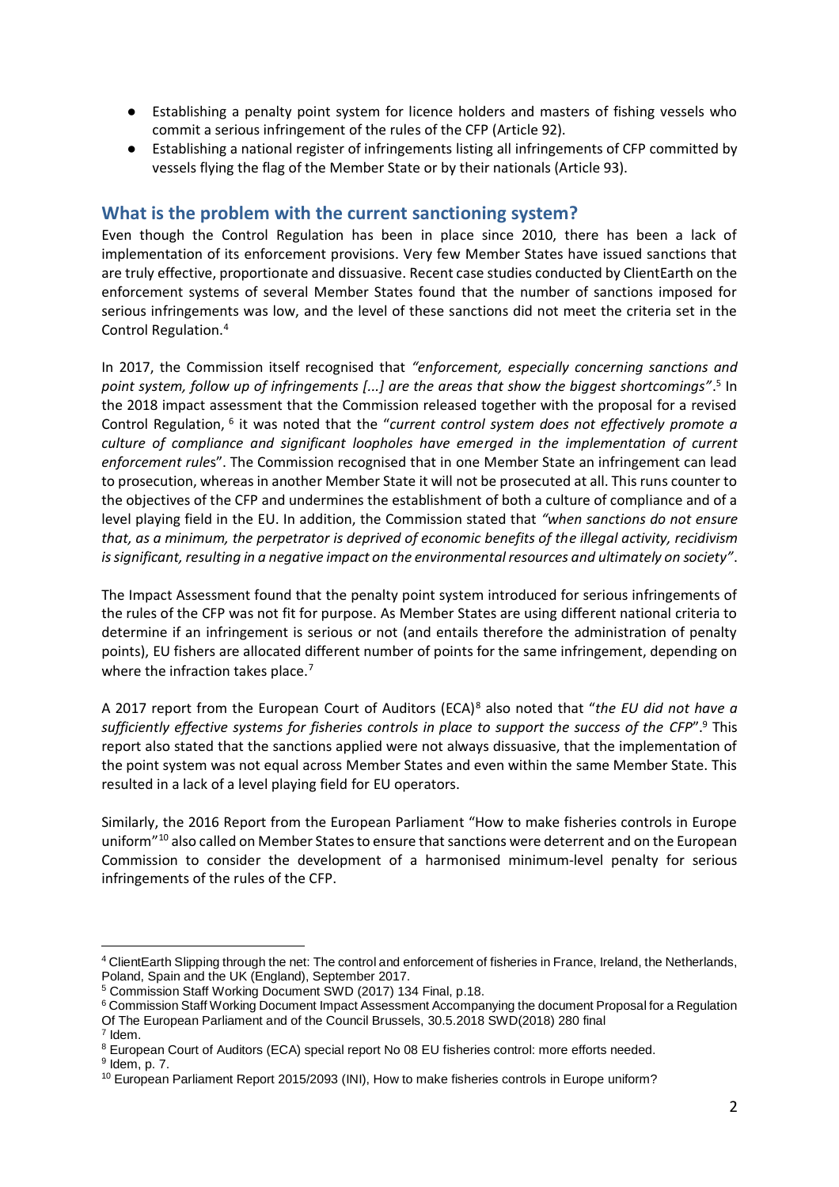- Establishing a penalty point system for licence holders and masters of fishing vessels who commit a serious infringement of the rules of the CFP (Article 92).
- Establishing a national register of infringements listing all infringements of CFP committed by vessels flying the flag of the Member State or by their nationals (Article 93).

## What is the problem with the current sanctioning system?

Even though the Control Regulation has been in place since 2010, there has been a lack of implementation of its enforcement provisions. Very few Member States have issued sanctions that are truly effective, proportionate and dissuasive. Recent case studies conducted by ClientEarth on the enforcement systems of several Member States found that the number of sanctions imposed for serious infringements was low, and the level of these sanctions did not meet the criteria set in the Control Regulation.[4]

In 2017, the Commission itself recognised that *"enforcement, especially concerning sanctions and point system, follow up of infringements [...] are the areas that show the biggest shortcomings"*.[5] In the 2018 impact assessment that the Commission released together with the proposal for a revised Control Regulation, [6] it was noted that the "*current control system does not effectively promote a culture of compliance and significant loopholes have emerged in the implementation of current enforcement rules*". The Commission recognised that in one Member State an infringement can lead to prosecution, whereas in another Member State it will not be prosecuted at all. This runs counter to the objectives of the CFP and undermines the establishment of both a culture of compliance and of a level playing field in the EU. In addition, the Commission stated that *"when sanctions do not ensure that, as a minimum, the perpetrator is deprived of economic benefits of the illegal activity, recidivism is significant, resulting in a negative impact on the environmental resources and ultimately on society"*.

The Impact Assessment found that the penalty point system introduced for serious infringements of the rules of the CFP was not fit for purpose. As Member States are using different national criteria to determine if an infringement is serious or not (and entails therefore the administration of penalty points), EU fishers are allocated different number of points for the same infringement, depending on where the infraction takes place.[7]

A 2017 report from the European Court of Auditors (ECA)[8] also noted that "*the EU did not have a sufficiently effective systems for fisheries controls in place to support the success of the CFP*".[9] This report also stated that the sanctions applied were not always dissuasive, that the implementation of the point system was not equal across Member States and even within the same Member State. This resulted in a lack of a level playing field for EU operators.

Similarly, the 2016 Report from the European Parliament "How to make fisheries controls in Europe uniform"[10] also called on Member States to ensure that sanctions were deterrent and on the European Commission to consider the development of a harmonised minimum-level penalty for serious infringements of the rules of the CFP.

---

[4] ClientEarth Slipping through the net: The control and enforcement of fisheries in France, Ireland, the Netherlands, Poland, Spain and the UK (England), September 2017.

[5] Commission Staff Working Document SWD (2017) 134 Final, p.18.

[6] Commission Staff Working Document Impact Assessment Accompanying the document Proposal for a Regulation Of The European Parliament and of the Council Brussels, 30.5.2018 SWD(2018) 280 final

[7] Idem.

[8] European Court of Auditors (ECA) special report No 08 EU fisheries control: more efforts needed.

[9] Idem, p. 7.

[10] European Parliament Report 2015/2093 (INI), How to make fisheries controls in Europe uniform?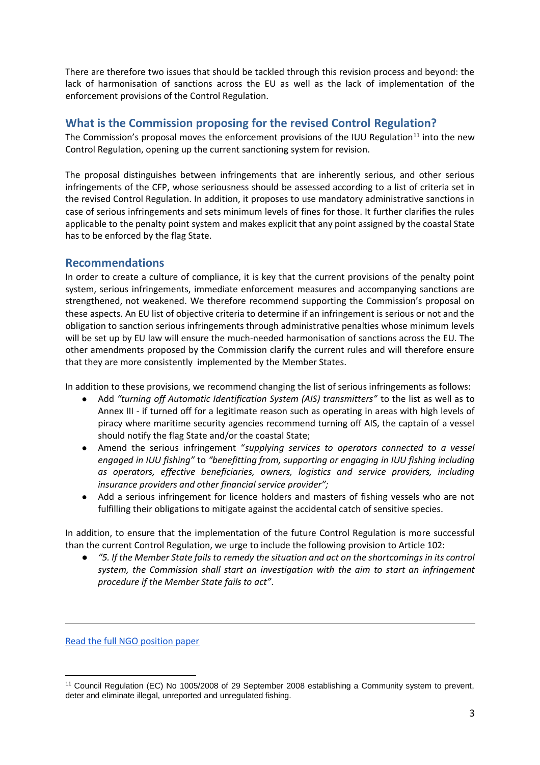There are therefore two issues that should be tackled through this revision process and beyond: the lack of harmonisation of sanctions across the EU as well as the lack of implementation of the enforcement provisions of the Control Regulation.

## What is the Commission proposing for the revised Control Regulation?

The Commission's proposal moves the enforcement provisions of the IUU Regulation[11] into the new Control Regulation, opening up the current sanctioning system for revision.

The proposal distinguishes between infringements that are inherently serious, and other serious infringements of the CFP, whose seriousness should be assessed according to a list of criteria set in the revised Control Regulation. In addition, it proposes to use mandatory administrative sanctions in case of serious infringements and sets minimum levels of fines for those. It further clarifies the rules applicable to the penalty point system and makes explicit that any point assigned by the coastal State has to be enforced by the flag State.

## Recommendations

In order to create a culture of compliance, it is key that the current provisions of the penalty point system, serious infringements, immediate enforcement measures and accompanying sanctions are strengthened, not weakened. We therefore recommend supporting the Commission's proposal on these aspects. An EU list of objective criteria to determine if an infringement is serious or not and the obligation to sanction serious infringements through administrative penalties whose minimum levels will be set up by EU law will ensure the much-needed harmonisation of sanctions across the EU. The other amendments proposed by the Commission clarify the current rules and will therefore ensure that they are more consistently implemented by the Member States.

In addition to these provisions, we recommend changing the list of serious infringements as follows:

- Add *"turning off Automatic Identification System (AIS) transmitters"* to the list as well as to Annex III - if turned off for a legitimate reason such as operating in areas with high levels of piracy where maritime security agencies recommend turning off AIS, the captain of a vessel should notify the flag State and/or the coastal State;
- Amend the serious infringement "*supplying services to operators connected to a vessel engaged in IUU fishing"* to *"benefitting from, supporting or engaging in IUU fishing including as operators, effective beneficiaries, owners, logistics and service providers, including insurance providers and other financial service provider";*
- Add a serious infringement for licence holders and masters of fishing vessels who are not fulfilling their obligations to mitigate against the accidental catch of sensitive species.

In addition, to ensure that the implementation of the future Control Regulation is more successful than the current Control Regulation, we urge to include the following provision to Article 102:

- *"5. If the Member State fails to remedy the situation and act on the shortcomings in its control system, the Commission shall start an investigation with the aim to start an infringement procedure if the Member State fails to act"*.

---

Read the full NGO position paper

[11] Council Regulation (EC) No 1005/2008 of 29 September 2008 establishing a Community system to prevent, deter and eliminate illegal, unreported and unregulated fishing.